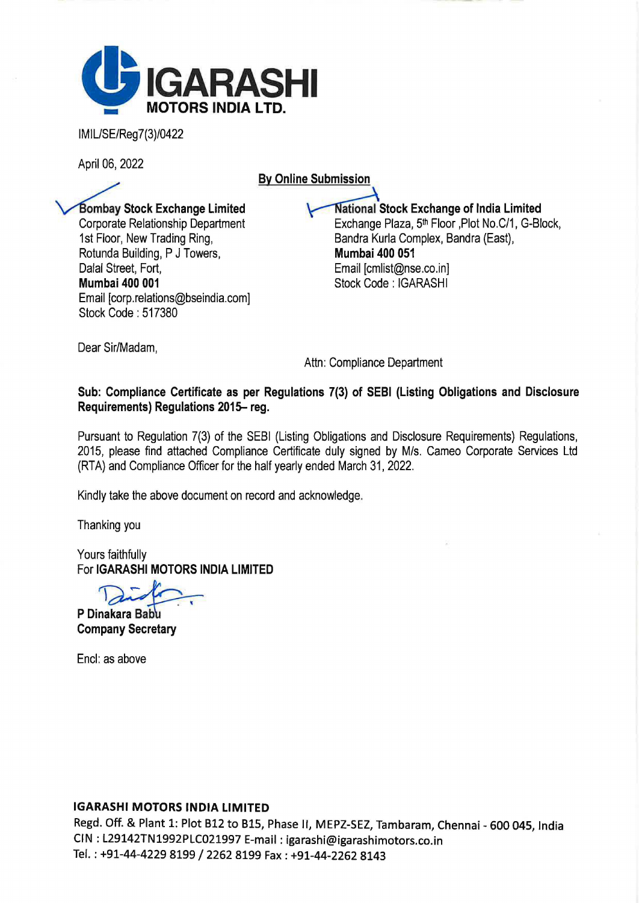**IGARASHI MOTORS INDIA LTD.**

IMIL/SE/Reg7(3)/0422

April 06, 2022

**By Online Submission**

**Bombay Stock Exchange Limited**
Corporate Relationship Department
1st Floor, New Trading Ring,
Rotunda Building, P J Towers,
Dalal Street, Fort,
**Mumbai 400 001**
Email [corp.relations@bseindia.com]
Stock Code : 517380

**National Stock Exchange of India Limited**
Exchange Plaza, 5th Floor ,Plot No.C/1, G-Block,
Bandra Kurla Complex, Bandra (East),
**Mumbai 400 051**
Email [cmlist@nse.co.in]
Stock Code : IGARASHI

Dear Sir/Madam,

Attn: Compliance Department

**Sub: Compliance Certificate as per Regulations 7(3) of SEBI (Listing Obligations and Disclosure Requirements) Regulations 2015– reg.**

Pursuant to Regulation 7(3) of the SEBI (Listing Obligations and Disclosure Requirements) Regulations, 2015, please find attached Compliance Certificate duly signed by M/s. Cameo Corporate Services Ltd (RTA) and Compliance Officer for the half yearly ended March 31, 2022.

Kindly take the above document on record and acknowledge.

Thanking you

Yours faithfully
For **IGARASHI MOTORS INDIA LIMITED**

**P Dinakara Babu**
**Company Secretary**

Encl: as above

**IGARASHI MOTORS INDIA LIMITED**
Regd. Off. & Plant 1: Plot B12 to B15, Phase II, MEPZ-SEZ, Tambaram, Chennai - 600 045, India
CIN : L29142TN1992PLC021997 E-mail : igarashi@igarashimotors.co.in
Tel. : +91-44-4229 8199 / 2262 8199 Fax : +91-44-2262 8143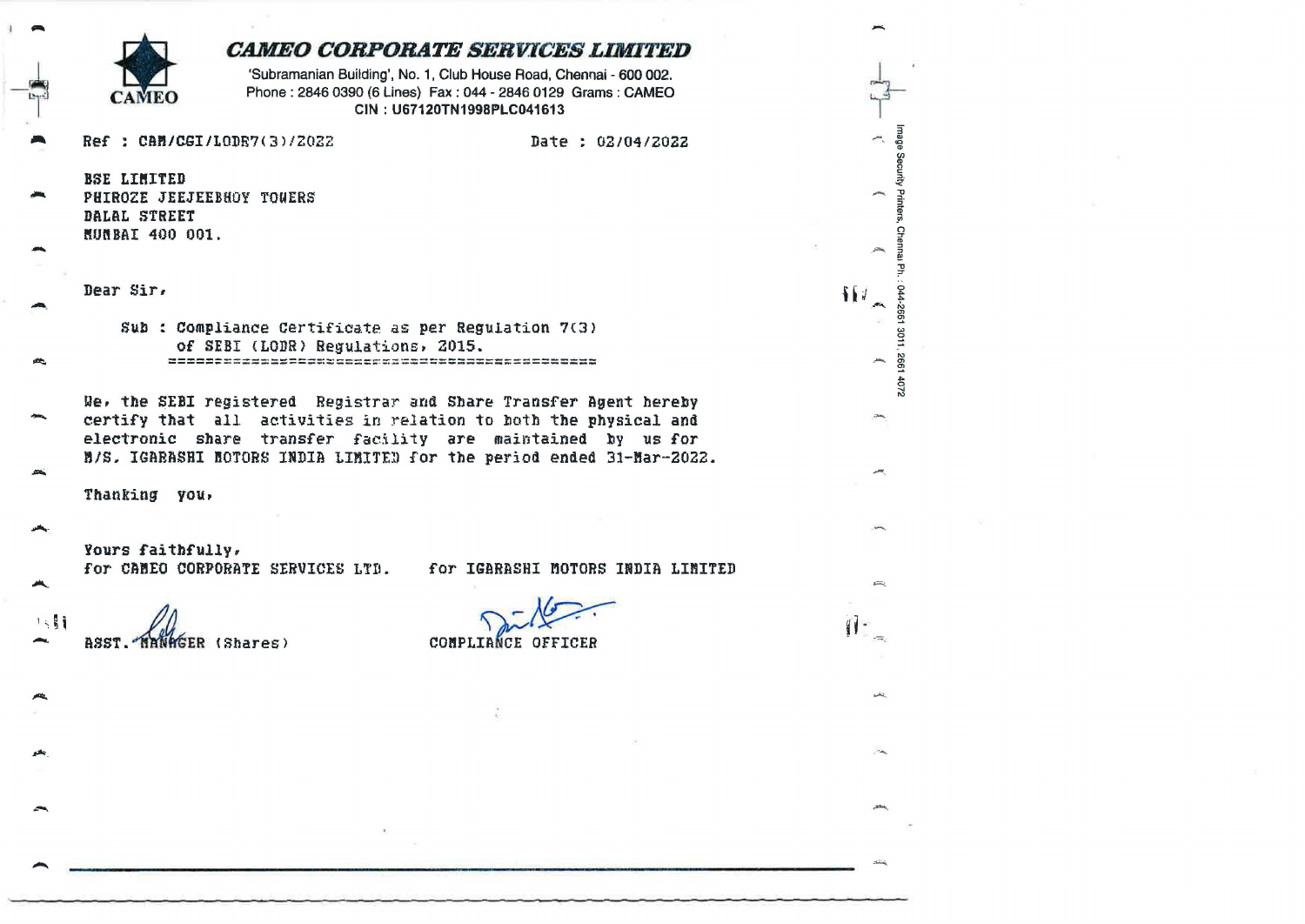# CAMEO CORPORATE SERVICES LIMITED

'Subramanian Building', No. 1, Club House Road, Chennai - 600 002.
Phone : 2846 0390 (6 Lines) Fax : 044 - 2846 0129 Grams : CAMEO
CIN : U67120TN1998PLC041613

Ref : CAM/CGI/LODR7(3)/2022 Date : 02/04/2022

BSE LIMITED
PHIROZE JEEJEEBHOY TOWERS
DALAL STREET
MUMBAI 400 001.

Dear Sir,

Sub : Compliance Certificate as per Regulation 7(3) of SEBI (LODR) Regulations, 2015.

We, the SEBI registered Registrar and Share Transfer Agent hereby certify that all activities in relation to both the physical and electronic share transfer facility are maintained by us for M/S. IGARASHI MOTORS INDIA LIMITED for the period ended 31-Mar-2022.

Thanking you,

Yours faithfully,

for CAMEO CORPORATE SERVICES LTD.

ASST. MANAGER (Shares)

for IGARASHI MOTORS INDIA LIMITED

COMPLIANCE OFFICER